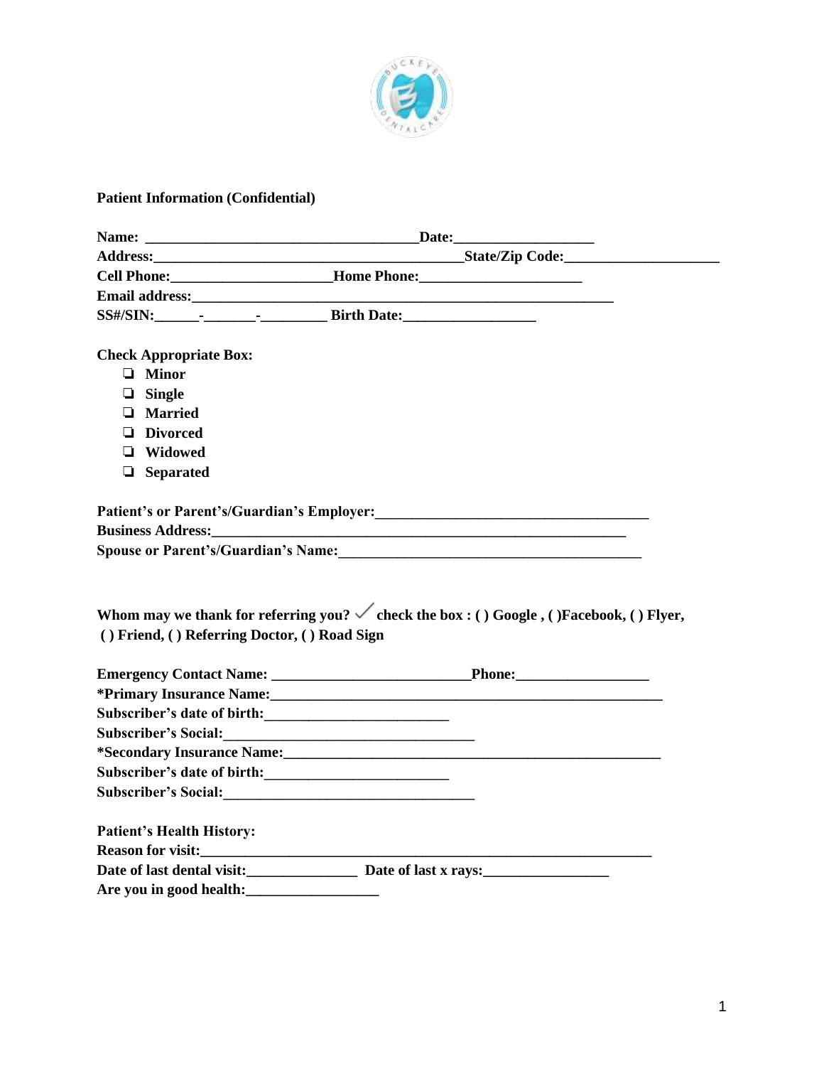**Patient Information (Confidential)**

**Name: ____________________________________Date:___________________**
**Address:_________________________________________State/Zip Code:_____________________**
**Cell Phone:_____________________Home Phone:_____________________**
**Email address:_____________________________________________________________**
**SS#/SIN:______-_______-_________ Birth Date:__________________**

**Check Appropriate Box:**

- ❏ **Minor**
- ❏ **Single**
- ❏ **Married**
- ❏ **Divorced**
- ❏ **Widowed**
- ❏ **Separated**

**Patient's or Parent's/Guardian's Employer:_____________________________________**
**Business Address:__________________________________________________________**
**Spouse or Parent's/Guardian's Name:_________________________________________**

**Whom may we thank for referring you? ✓ check the box : ( ) Google , ( )Facebook, ( ) Flyer, ( ) Friend, ( ) Referring Doctor, ( ) Road Sign**

**Emergency Contact Name: ___________________________Phone:__________________**
***Primary Insurance Name:______________________________________________________**
**Subscriber's date of birth:_________________________**
**Subscriber's Social:__________________________________**
***Secondary Insurance Name:____________________________________________________**
**Subscriber's date of birth:_________________________**
**Subscriber's Social:__________________________________**

**Patient's Health History:**
**Reason for visit:______________________________________________________________**
**Date of last dental visit:_______________ Date of last x rays:_________________**
**Are you in good health:__________________**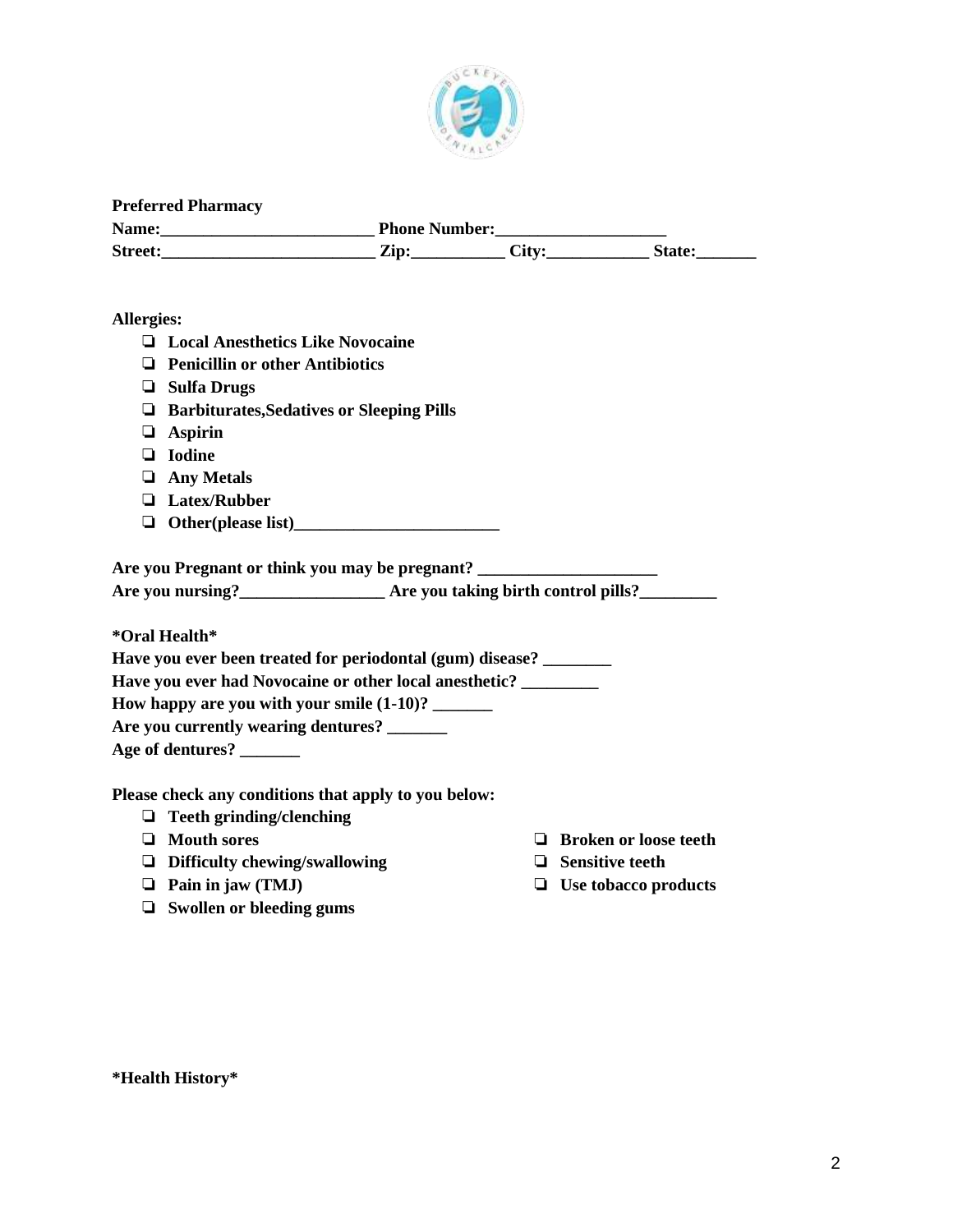**Preferred Pharmacy**

**Name:________________________ Phone Number:___________________**

**Street:________________________ Zip:__________ City:___________ State:_______**

**Allergies:**

- ❏ **Local Anesthetics Like Novocaine**
- ❏ **Penicillin or other Antibiotics**
- ❏ **Sulfa Drugs**
- ❏ **Barbiturates,Sedatives or Sleeping Pills**
- ❏ **Aspirin**
- ❏ **Iodine**
- ❏ **Any Metals**
- ❏ **Latex/Rubber**
- ❏ **Other(please list)________________________**

**Are you Pregnant or think you may be pregnant? ____________________**

**Are you nursing?________________ Are you taking birth control pills?_________**

**\*Oral Health\***

**Have you ever been treated for periodontal (gum) disease? ________**

**Have you ever had Novocaine or other local anesthetic? _________**

**How happy are you with your smile (1-10)? _______**

**Are you currently wearing dentures? _______**

**Age of dentures? _______**

**Please check any conditions that apply to you below:**

- ❏ **Teeth grinding/clenching**
- ❏ **Mouth sores**
- ❏ **Difficulty chewing/swallowing**
- ❏ **Pain in jaw (TMJ)**
- ❏ **Swollen or bleeding gums**
- ❏ **Broken or loose teeth**
- ❏ **Sensitive teeth**
- ❏ **Use tobacco products**

**\*Health History\***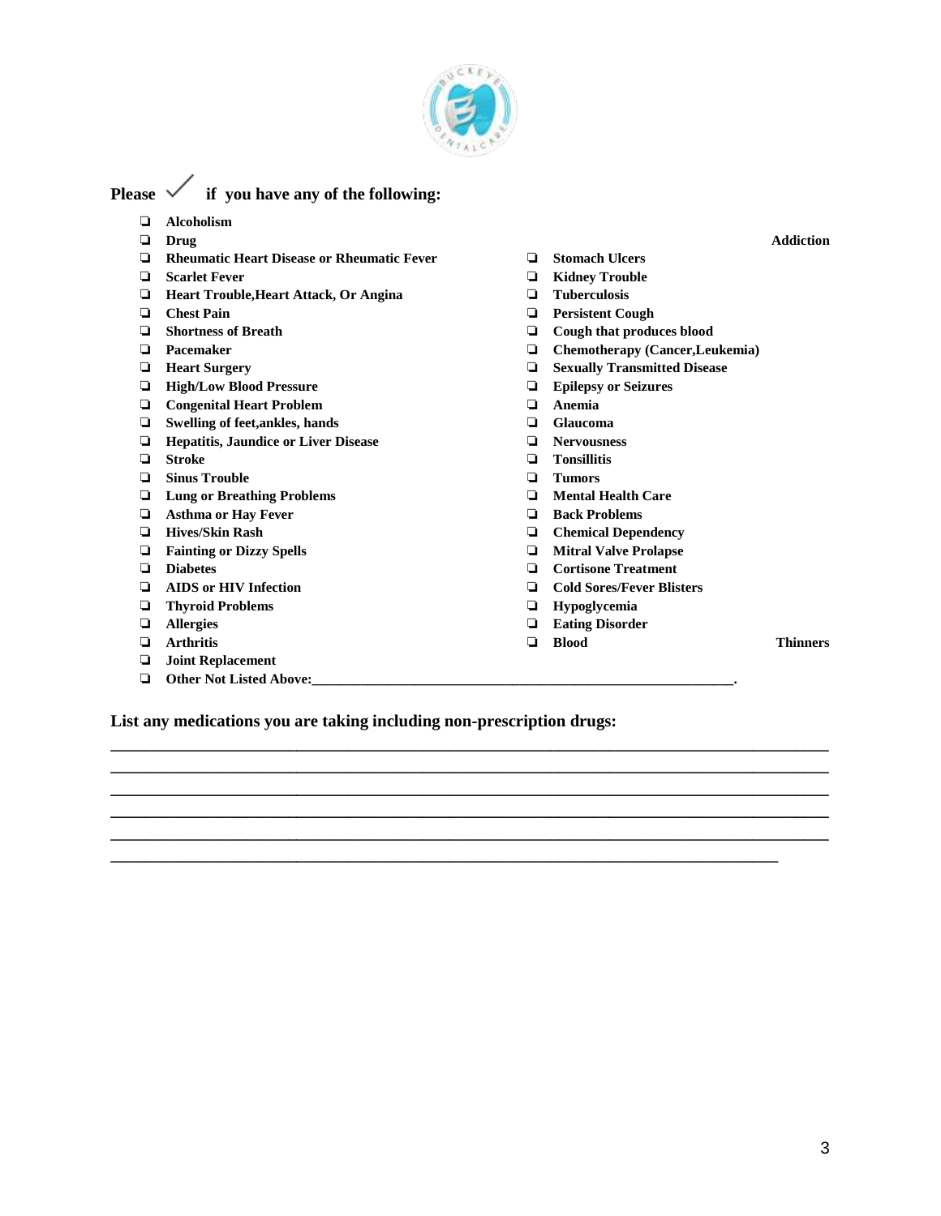**Please ✓ if you have any of the following:**

- ❏ Alcoholism
- ❏ Drug Addiction
- ❏ Rheumatic Heart Disease or Rheumatic Fever
- ❏ Scarlet Fever
- ❏ Heart Trouble,Heart Attack, Or Angina
- ❏ Chest Pain
- ❏ Shortness of Breath
- ❏ Pacemaker
- ❏ Heart Surgery
- ❏ High/Low Blood Pressure
- ❏ Congenital Heart Problem
- ❏ Swelling of feet,ankles, hands
- ❏ Hepatitis, Jaundice or Liver Disease
- ❏ Stroke
- ❏ Sinus Trouble
- ❏ Lung or Breathing Problems
- ❏ Asthma or Hay Fever
- ❏ Hives/Skin Rash
- ❏ Fainting or Dizzy Spells
- ❏ Diabetes
- ❏ AIDS or HIV Infection
- ❏ Thyroid Problems
- ❏ Allergies
- ❏ Arthritis
- ❏ Joint Replacement
- ❏ Stomach Ulcers
- ❏ Kidney Trouble
- ❏ Tuberculosis
- ❏ Persistent Cough
- ❏ Cough that produces blood
- ❏ Chemotherapy (Cancer,Leukemia)
- ❏ Sexually Transmitted Disease
- ❏ Epilepsy or Seizures
- ❏ Anemia
- ❏ Glaucoma
- ❏ Nervousness
- ❏ Tonsillitis
- ❏ Tumors
- ❏ Mental Health Care
- ❏ Back Problems
- ❏ Chemical Dependency
- ❏ Mitral Valve Prolapse
- ❏ Cortisone Treatment
- ❏ Cold Sores/Fever Blisters
- ❏ Hypoglycemia
- ❏ Eating Disorder
- ❏ Blood Thinners
- ❏ Other Not Listed Above:____________________________________________________________.

**List any medications you are taking including non-prescription drugs:**

________________________________________________________________________________

________________________________________________________________________________

________________________________________________________________________________

________________________________________________________________________________

________________________________________________________________________________

___________________________________________________________________________